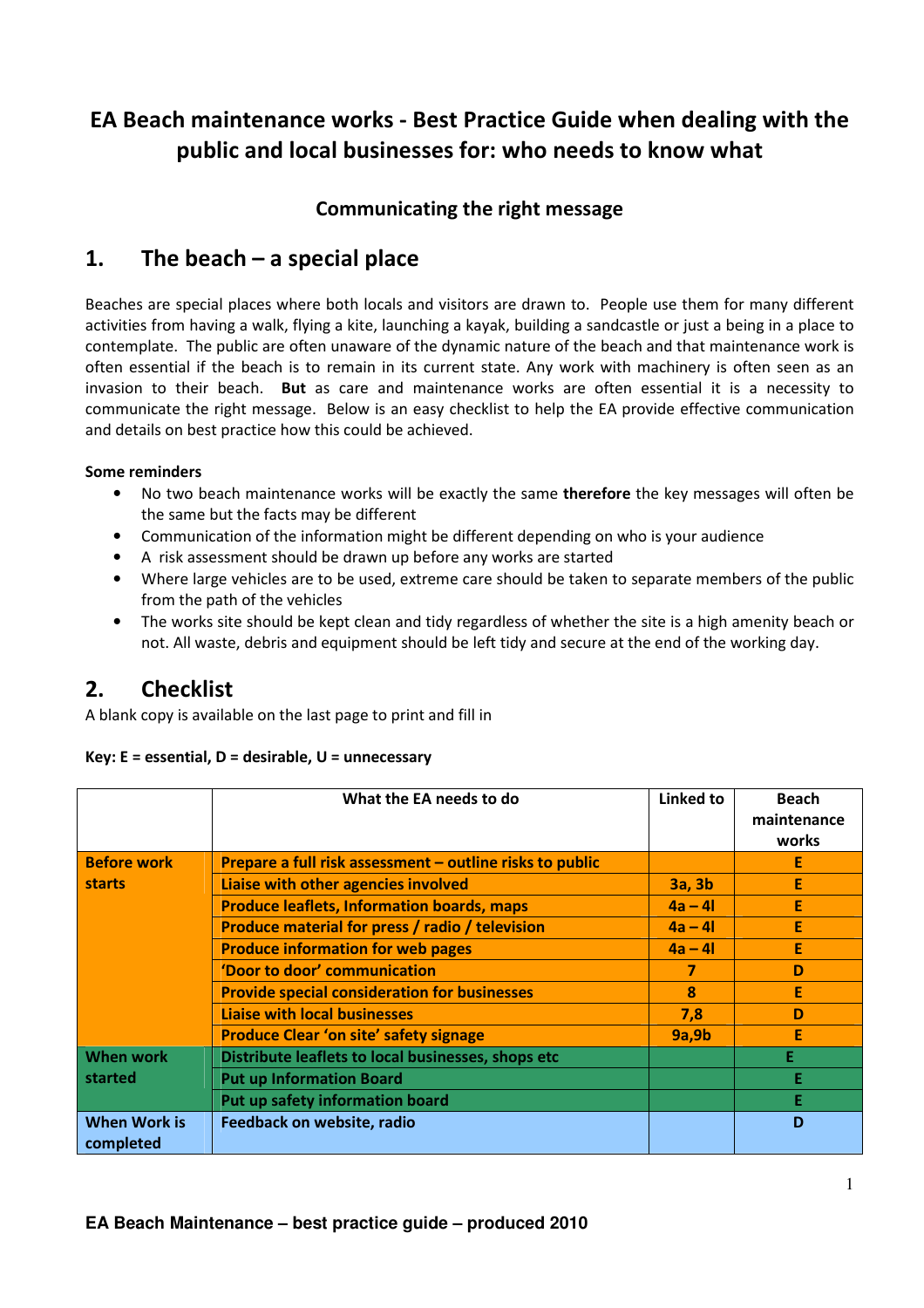# EA Beach maintenance works - Best Practice Guide when dealing with the public and local businesses for: who needs to know what

## Communicating the right message

## 1. The beach – a special place

Beaches are special places where both locals and visitors are drawn to. People use them for many different activities from having a walk, flying a kite, launching a kayak, building a sandcastle or just a being in a place to contemplate. The public are often unaware of the dynamic nature of the beach and that maintenance work is often essential if the beach is to remain in its current state. Any work with machinery is often seen as an invasion to their beach. **But** as care and maintenance works are often essential it is a necessity to communicate the right message. Below is an easy checklist to help the EA provide effective communication and details on best practice how this could be achieved.

**Some reminders**

- No two beach maintenance works will be exactly the same **therefore** the key messages will often be the same but the facts may be different
- Communication of the information might be different depending on who is your audience
- A risk assessment should be drawn up before any works are started
- Where large vehicles are to be used, extreme care should be taken to separate members of the public from the path of the vehicles
- The works site should be kept clean and tidy regardless of whether the site is a high amenity beach or not. All waste, debris and equipment should be left tidy and secure at the end of the working day.

## 2. Checklist

A blank copy is available on the last page to print and fill in

**Key: E = essential, D = desirable, U = unnecessary**

| | What the EA needs to do | Linked to | Beach maintenance works |
|---|---|---|---|
| **Before work starts** | **Prepare a full risk assessment – outline risks to public** | | **E** |
| | **Liaise with other agencies involved** | **3a, 3b** | **E** |
| | **Produce leaflets, Information boards, maps** | **4a – 4l** | **E** |
| | **Produce material for press / radio / television** | **4a – 4l** | **E** |
| | **Produce information for web pages** | **4a – 4l** | **E** |
| | **'Door to door' communication** | **7** | **D** |
| | **Provide special consideration for businesses** | **8** | **E** |
| | **Liaise with local businesses** | **7,8** | **D** |
| | **Produce Clear 'on site' safety signage** | **9a,9b** | **E** |
| **When work started** | **Distribute leaflets to local businesses, shops etc** | | **E** |
| | **Put up Information Board** | | **E** |
| | **Put up safety information board** | | **E** |
| **When Work is completed** | **Feedback on website, radio** | | **D** |

**EA Beach Maintenance – best practice guide – produced 2010**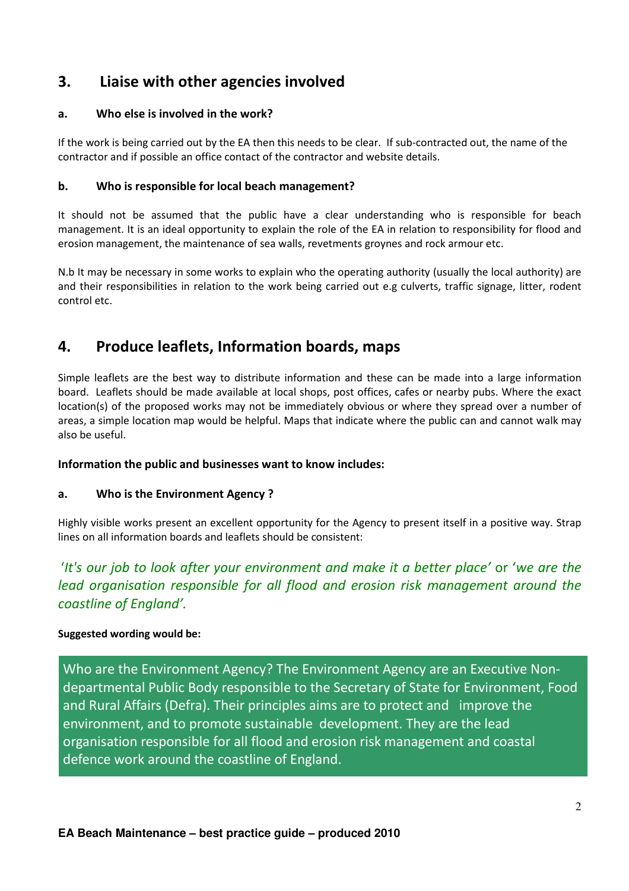## 3. Liaise with other agencies involved

### a. Who else is involved in the work?

If the work is being carried out by the EA then this needs to be clear. If sub-contracted out, the name of the contractor and if possible an office contact of the contractor and website details.

### b. Who is responsible for local beach management?

It should not be assumed that the public have a clear understanding who is responsible for beach management. It is an ideal opportunity to explain the role of the EA in relation to responsibility for flood and erosion management, the maintenance of sea walls, revetments groynes and rock armour etc.

N.b It may be necessary in some works to explain who the operating authority (usually the local authority) are and their responsibilities in relation to the work being carried out e.g culverts, traffic signage, litter, rodent control etc.

## 4. Produce leaflets, Information boards, maps

Simple leaflets are the best way to distribute information and these can be made into a large information board. Leaflets should be made available at local shops, post offices, cafes or nearby pubs. Where the exact location(s) of the proposed works may not be immediately obvious or where they spread over a number of areas, a simple location map would be helpful. Maps that indicate where the public can and cannot walk may also be useful.

**Information the public and businesses want to know includes:**

### a. Who is the Environment Agency ?

Highly visible works present an excellent opportunity for the Agency to present itself in a positive way. Strap lines on all information boards and leaflets should be consistent:

'*It's our job to look after your environment and make it a better place'* or '*we are the lead organisation responsible for all flood and erosion risk management around the coastline of England'.*

**Suggested wording would be:**

> Who are the Environment Agency? The Environment Agency are an Executive Non-departmental Public Body responsible to the Secretary of State for Environment, Food and Rural Affairs (Defra). Their principles aims are to protect and improve the environment, and to promote sustainable development. They are the lead organisation responsible for all flood and erosion risk management and coastal defence work around the coastline of England.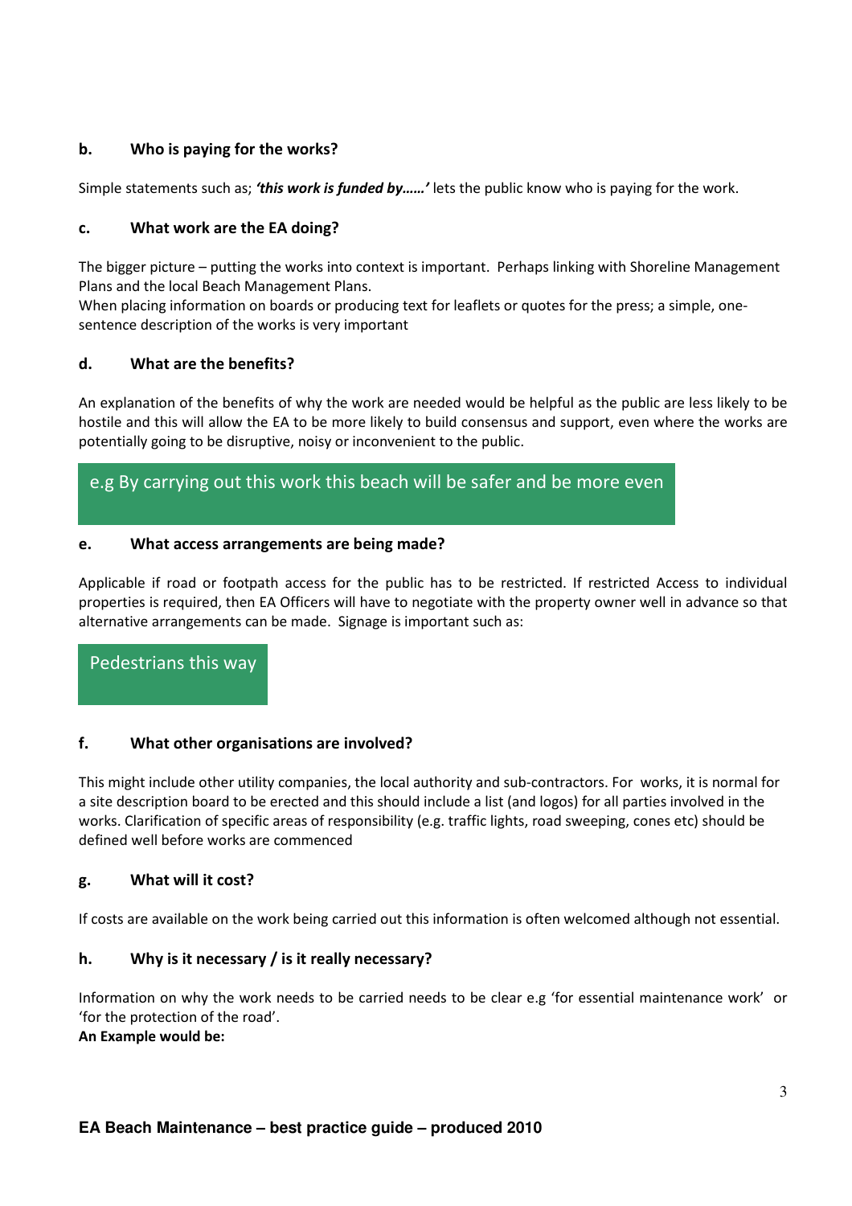### b. Who is paying for the works?

Simple statements such as; ***'this work is funded by……'*** lets the public know who is paying for the work.

### c. What work are the EA doing?

The bigger picture – putting the works into context is important. Perhaps linking with Shoreline Management Plans and the local Beach Management Plans.

When placing information on boards or producing text for leaflets or quotes for the press; a simple, one-sentence description of the works is very important

### d. What are the benefits?

An explanation of the benefits of why the work are needed would be helpful as the public are less likely to be hostile and this will allow the EA to be more likely to build consensus and support, even where the works are potentially going to be disruptive, noisy or inconvenient to the public.

> e.g By carrying out this work this beach will be safer and be more even

### e. What access arrangements are being made?

Applicable if road or footpath access for the public has to be restricted. If restricted Access to individual properties is required, then EA Officers will have to negotiate with the property owner well in advance so that alternative arrangements can be made. Signage is important such as:

> Pedestrians this way

### f. What other organisations are involved?

This might include other utility companies, the local authority and sub-contractors. For works, it is normal for a site description board to be erected and this should include a list (and logos) for all parties involved in the works. Clarification of specific areas of responsibility (e.g. traffic lights, road sweeping, cones etc) should be defined well before works are commenced

### g. What will it cost?

If costs are available on the work being carried out this information is often welcomed although not essential.

### h. Why is it necessary / is it really necessary?

Information on why the work needs to be carried needs to be clear e.g 'for essential maintenance work' or 'for the protection of the road'.

**An Example would be:**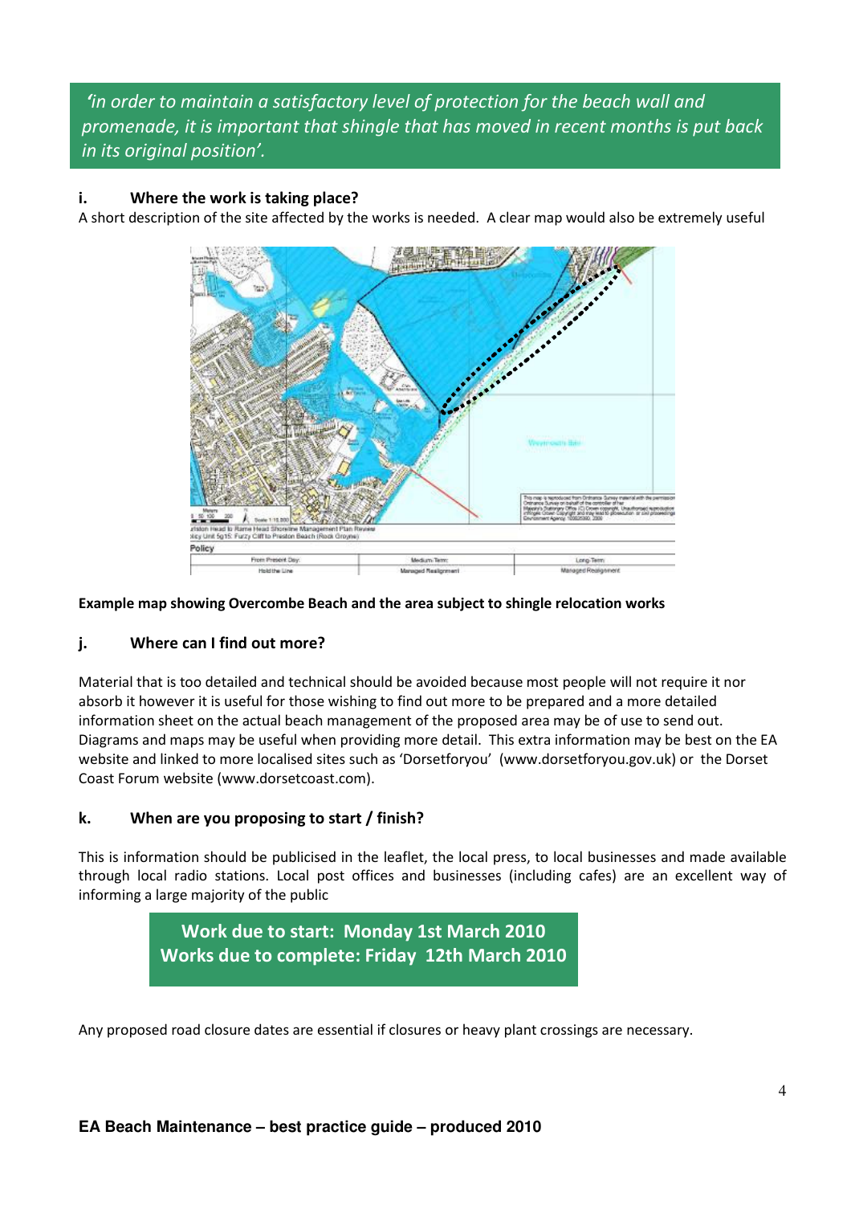*'in order to maintain a satisfactory level of protection for the beach wall and promenade, it is important that shingle that has moved in recent months is put back in its original position'.*

### i. Where the work is taking place?

A short description of the site affected by the works is needed. A clear map would also be extremely useful

**Example map showing Overcombe Beach and the area subject to shingle relocation works**

### j. Where can I find out more?

Material that is too detailed and technical should be avoided because most people will not require it nor absorb it however it is useful for those wishing to find out more to be prepared and a more detailed information sheet on the actual beach management of the proposed area may be of use to send out. Diagrams and maps may be useful when providing more detail. This extra information may be best on the EA website and linked to more localised sites such as 'Dorsetforyou' (www.dorsetforyou.gov.uk) or the Dorset Coast Forum website (www.dorsetcoast.com).

### k. When are you proposing to start / finish?

This is information should be publicised in the leaflet, the local press, to local businesses and made available through local radio stations. Local post offices and businesses (including cafes) are an excellent way of informing a large majority of the public

**Work due to start: Monday 1st March 2010**
**Works due to complete: Friday 12th March 2010**

Any proposed road closure dates are essential if closures or heavy plant crossings are necessary.

**EA Beach Maintenance – best practice guide – produced 2010**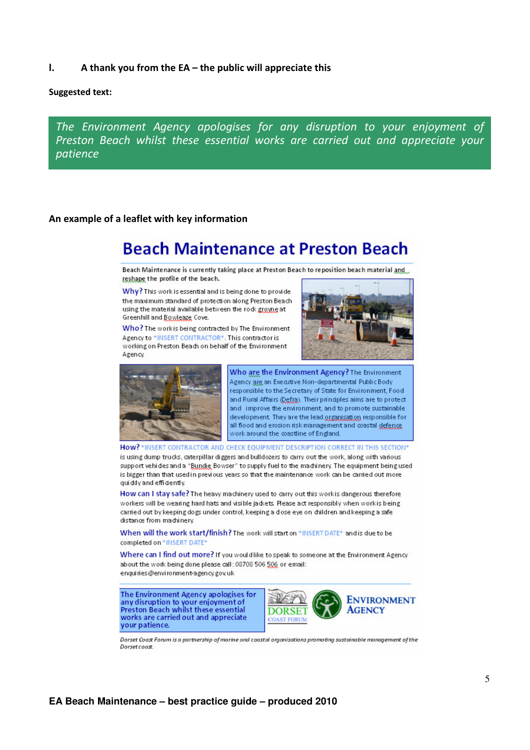**l. A thank you from the EA – the public will appreciate this**

**Suggested text:**

*The Environment Agency apologises for any disruption to your enjoyment of Preston Beach whilst these essential works are carried out and appreciate your patience*

**An example of a leaflet with key information**

# Beach Maintenance at Preston Beach

Beach Maintenance is currently taking place at Preston Beach to reposition beach material and reshape the profile of the beach.

**Why?** This work is essential and is being done to provide the maximum standard of protection along Preston Beach using the material available between the rock groyne at Greenhill and Bowleaze Cove.

**Who?** The work is being contracted by The Environment Agency to \*INSERT CONTRACTOR\*. This contractor is working on Preston Beach on behalf of the Environment Agency.

**Who are the Environment Agency?** The Environment Agency are an Executive Non-departmental Public Body responsible to the Secretary of State for Environment, Food and Rural Affairs (Defra). Their principles aims are to protect and improve the environment, and to promote sustainable development. They are the lead organisation responsible for all flood and erosion risk management and coastal defence work around the coastline of England.

**How?** \*INSERT CONTRACTOR AND CHECK EQUIPMENT DESCRIPTION CORRECT IN THIS SECTION\* is using dump trucks, caterpillar diggers and bulldozers to carry out the work, along with various support vehicles and a "Bundie Bowser" to supply fuel to the machinery. The equipment being used is bigger than that used in previous years so that the maintenance work can be carried out more quickly and efficiently.

**How can I stay safe?** The heavy machinery used to carry out this work is dangerous therefore workers will be wearing hard hats and visible jackets. Please act responsibly when work is being carried out by keeping dogs under control, keeping a close eye on children and keeping a safe distance from machinery.

**When will the work start/finish?** The work will start on \*INSERT DATE\* and is due to be completed on \*INSERT DATE\*

**Where can I find out more?** If you would like to speak to someone at the Environment Agency about the work being done please call: 08708 506 506 or email: enquiries@environment-agency.gov.uk

The Environment Agency apologises for any disruption to your enjoyment of Preston Beach whilst these essential works are carried out and appreciate your patience.

DORSET COAST FORUM

ENVIRONMENT AGENCY

*Dorset Coast Forum is a partnership of marine and coastal organisations promoting sustainable management of the Dorset coast.*

**EA Beach Maintenance – best practice guide – produced 2010**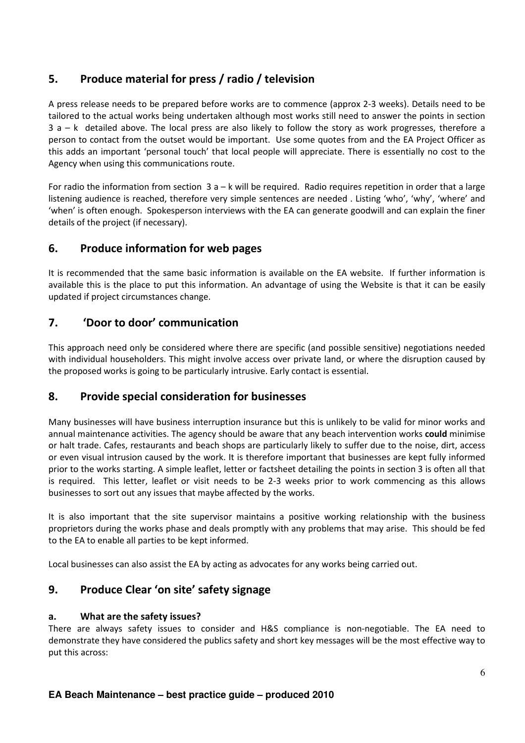## 5. Produce material for press / radio / television

A press release needs to be prepared before works are to commence (approx 2-3 weeks). Details need to be tailored to the actual works being undertaken although most works still need to answer the points in section 3 a – k detailed above. The local press are also likely to follow the story as work progresses, therefore a person to contact from the outset would be important. Use some quotes from and the EA Project Officer as this adds an important 'personal touch' that local people will appreciate. There is essentially no cost to the Agency when using this communications route.

For radio the information from section 3 a – k will be required. Radio requires repetition in order that a large listening audience is reached, therefore very simple sentences are needed . Listing 'who', 'why', 'where' and 'when' is often enough. Spokesperson interviews with the EA can generate goodwill and can explain the finer details of the project (if necessary).

## 6. Produce information for web pages

It is recommended that the same basic information is available on the EA website. If further information is available this is the place to put this information. An advantage of using the Website is that it can be easily updated if project circumstances change.

## 7. 'Door to door' communication

This approach need only be considered where there are specific (and possible sensitive) negotiations needed with individual householders. This might involve access over private land, or where the disruption caused by the proposed works is going to be particularly intrusive. Early contact is essential.

## 8. Provide special consideration for businesses

Many businesses will have business interruption insurance but this is unlikely to be valid for minor works and annual maintenance activities. The agency should be aware that any beach intervention works **could** minimise or halt trade. Cafes, restaurants and beach shops are particularly likely to suffer due to the noise, dirt, access or even visual intrusion caused by the work. It is therefore important that businesses are kept fully informed prior to the works starting. A simple leaflet, letter or factsheet detailing the points in section 3 is often all that is required. This letter, leaflet or visit needs to be 2-3 weeks prior to work commencing as this allows businesses to sort out any issues that maybe affected by the works.

It is also important that the site supervisor maintains a positive working relationship with the business proprietors during the works phase and deals promptly with any problems that may arise. This should be fed to the EA to enable all parties to be kept informed.

Local businesses can also assist the EA by acting as advocates for any works being carried out.

## 9. Produce Clear 'on site' safety signage

### a. What are the safety issues?

There are always safety issues to consider and H&S compliance is non-negotiable. The EA need to demonstrate they have considered the publics safety and short key messages will be the most effective way to put this across: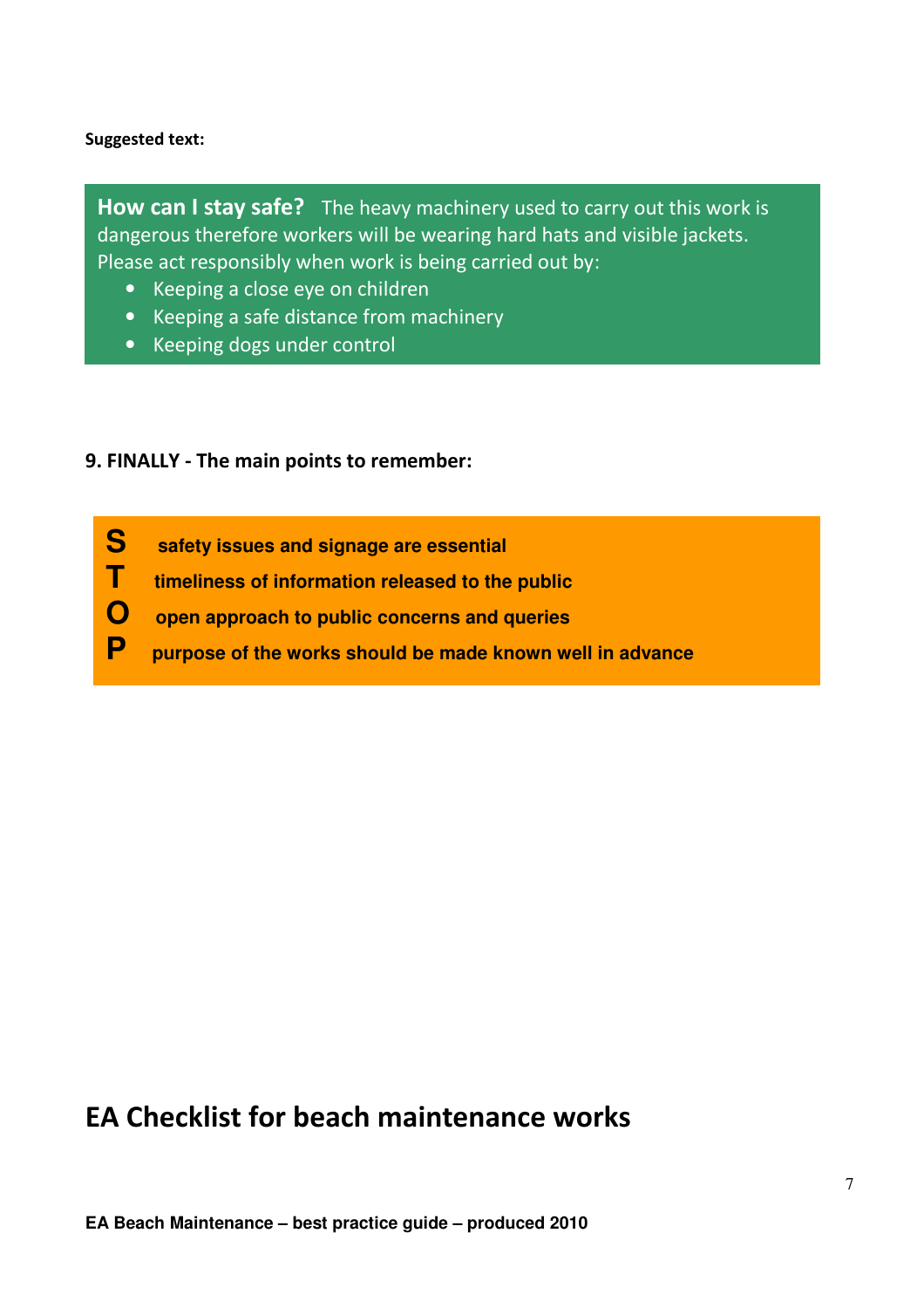**Suggested text:**

**How can I stay safe?** The heavy machinery used to carry out this work is dangerous therefore workers will be wearing hard hats and visible jackets. Please act responsibly when work is being carried out by:

- Keeping a close eye on children
- Keeping a safe distance from machinery
- Keeping dogs under control

**9. FINALLY - The main points to remember:**

**S** **safety issues and signage are essential**

**T** **timeliness of information released to the public**

**O** **open approach to public concerns and queries**

**P** **purpose of the works should be made known well in advance**

# EA Checklist for beach maintenance works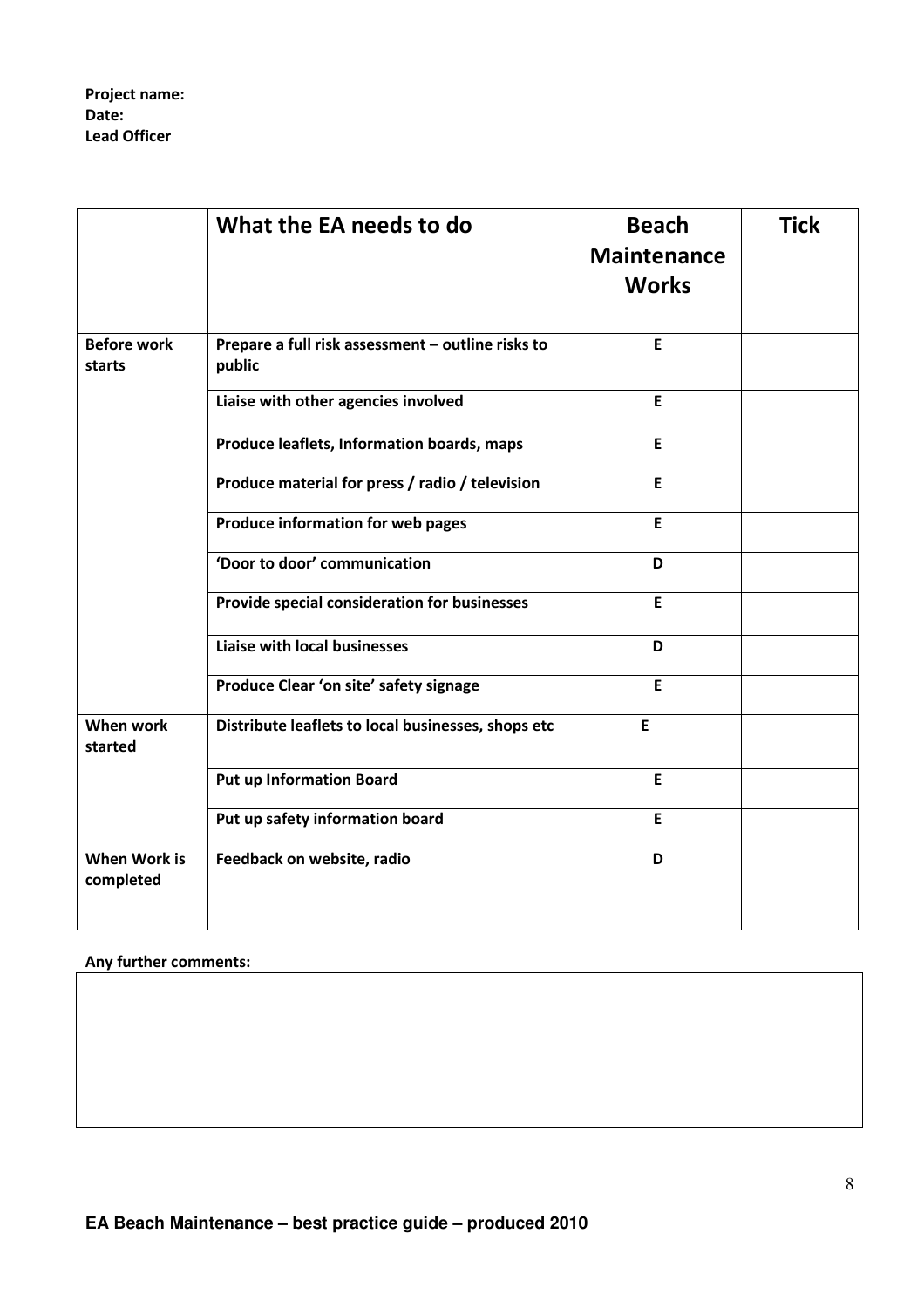**Project name:**
**Date:**
**Lead Officer**

| | What the EA needs to do | Beach Maintenance Works | Tick |
|---|---|---|---|
| **Before work starts** | **Prepare a full risk assessment – outline risks to public** | **E** | |
| | **Liaise with other agencies involved** | **E** | |
| | **Produce leaflets, Information boards, maps** | **E** | |
| | **Produce material for press / radio / television** | **E** | |
| | **Produce information for web pages** | **E** | |
| | **'Door to door' communication** | **D** | |
| | **Provide special consideration for businesses** | **E** | |
| | **Liaise with local businesses** | **D** | |
| | **Produce Clear 'on site' safety signage** | **E** | |
| **When work started** | **Distribute leaflets to local businesses, shops etc** | **E** | |
| | **Put up Information Board** | **E** | |
| | **Put up safety information board** | **E** | |
| **When Work is completed** | **Feedback on website, radio** | **D** | |

**Any further comments:**